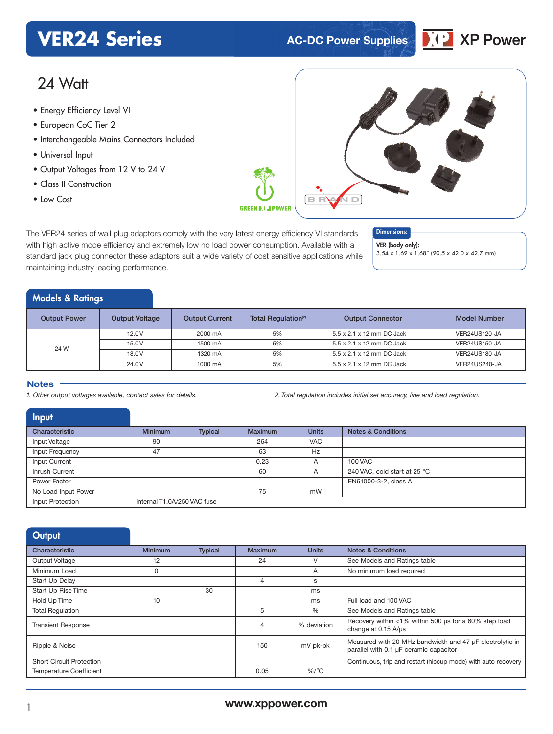# VER24 Series

AC-DC Power Supplies

XP Power

## 24 Watt

- Energy Efficiency Level VI
- European CoC Tier 2
- Interchangeable Mains Connectors Included
- Universal Input
- Output Voltages from 12 V to 24 V
- Class II Construction
- Low Cost

The VER24 series of wall plug adaptors comply with the very latest energy efficiency VI standards with high active mode efficiency and extremely low no load power consumption. Available with a standard jack plug connector these adaptors suit a wide variety of cost sensitive applications while maintaining industry leading performance.

**Dimensions:**

**VER (body only):**
3.54 x 1.69 x 1.68" (90.5 x 42.0 x 42.7 mm)

## Models & Ratings

| Output Power | Output Voltage | Output Current | Total Regulation[2] | Output Connector | Model Number |
|---|---|---|---|---|---|
| 24 W | 12.0 V | 2000 mA | 5% | 5.5 x 2.1 x 12 mm DC Jack | VER24US120-JA |
| | 15.0 V | 1500 mA | 5% | 5.5 x 2.1 x 12 mm DC Jack | VER24US150-JA |
| | 18.0 V | 1320 mA | 5% | 5.5 x 2.1 x 12 mm DC Jack | VER24US180-JA |
| | 24.0 V | 1000 mA | 5% | 5.5 x 2.1 x 12 mm DC Jack | VER24US240-JA |

### Notes

*1. Other output voltages available, contact sales for details.*

*2. Total regulation includes initial set accuracy, line and load regulation.*

## Input

| Characteristic | Minimum | Typical | Maximum | Units | Notes & Conditions |
|---|---|---|---|---|---|
| Input Voltage | 90 | | 264 | VAC | |
| Input Frequency | 47 | | 63 | Hz | |
| Input Current | | | 0.23 | A | 100 VAC |
| Inrush Current | | | 60 | A | 240 VAC, cold start at 25 °C |
| Power Factor | | | | | EN61000-3-2, class A |
| No Load Input Power | | | 75 | mW | |
| Input Protection | Internal T1.0A/250 VAC fuse | | | | |

## Output

| Characteristic | Minimum | Typical | Maximum | Units | Notes & Conditions |
|---|---|---|---|---|---|
| Output Voltage | 12 | | 24 | V | See Models and Ratings table |
| Minimum Load | 0 | | | A | No minimum load required |
| Start Up Delay | | | 4 | s | |
| Start Up Rise Time | | 30 | | ms | |
| Hold Up Time | 10 | | | ms | Full load and 100 VAC |
| Total Regulation | | | 5 | % | See Models and Ratings table |
| Transient Response | | | 4 | % deviation | Recovery within <1% within 500 µs for a 60% step load change at 0.15 A/µs |
| Ripple & Noise | | | 150 | mV pk-pk | Measured with 20 MHz bandwidth and 47 µF electrolytic in parallel with 0.1 µF ceramic capacitor |
| Short Circuit Protection | | | | | Continuous, trip and restart (hiccup mode) with auto recovery |
| Temperature Coefficient | | | 0.05 | %/°C | |

www.xppower.com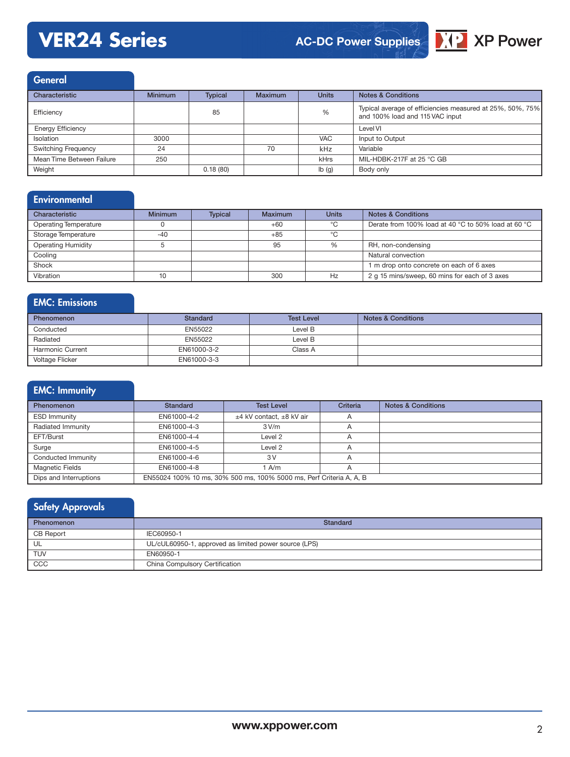## General

| Characteristic | Minimum | Typical | Maximum | Units | Notes & Conditions |
|---|---|---|---|---|---|
| Efficiency | | 85 | | % | Typical average of efficiencies measured at 25%, 50%, 75% and 100% load and 115 VAC input |
| Energy Efficiency | | | | | Level VI |
| Isolation | 3000 | | | VAC | Input to Output |
| Switching Frequency | 24 | | 70 | kHz | Variable |
| Mean Time Between Failure | 250 | | | kHrs | MIL-HDBK-217F at 25 °C GB |
| Weight | | 0.18 (80) | | lb (g) | Body only |

## Environmental

| Characteristic | Minimum | Typical | Maximum | Units | Notes & Conditions |
|---|---|---|---|---|---|
| Operating Temperature | 0 | | +60 | °C | Derate from 100% load at 40 °C to 50% load at 60 °C |
| Storage Temperature | -40 | | +85 | °C | |
| Operating Humidity | 5 | | 95 | % | RH, non-condensing |
| Cooling | | | | | Natural convection |
| Shock | | | | | 1 m drop onto concrete on each of 6 axes |
| Vibration | 10 | | 300 | Hz | 2 g 15 mins/sweep, 60 mins for each of 3 axes |

## EMC: Emissions

| Phenomenon | Standard | Test Level | Notes & Conditions |
|---|---|---|---|
| Conducted | EN55022 | Level B | |
| Radiated | EN55022 | Level B | |
| Harmonic Current | EN61000-3-2 | Class A | |
| Voltage Flicker | EN61000-3-3 | | |

## EMC: Immunity

| Phenomenon | Standard | Test Level | Criteria | Notes & Conditions |
|---|---|---|---|---|
| ESD Immunity | EN61000-4-2 | ±4 kV contact, ±8 kV air | A | |
| Radiated Immunity | EN61000-4-3 | 3 V/m | A | |
| EFT/Burst | EN61000-4-4 | Level 2 | A | |
| Surge | EN61000-4-5 | Level 2 | A | |
| Conducted Immunity | EN61000-4-6 | 3 V | A | |
| Magnetic Fields | EN61000-4-8 | 1 A/m | A | |
| Dips and Interruptions | EN55024 100% 10 ms, 30% 500 ms, 100% 5000 ms, Perf Criteria A, A, B | | | |

## Safety Approvals

| Phenomenon | Standard |
|---|---|
| CB Report | IEC60950-1 |
| UL | UL/cUL60950-1, approved as limited power source (LPS) |
| TUV | EN60950-1 |
| CCC | China Compulsory Certification |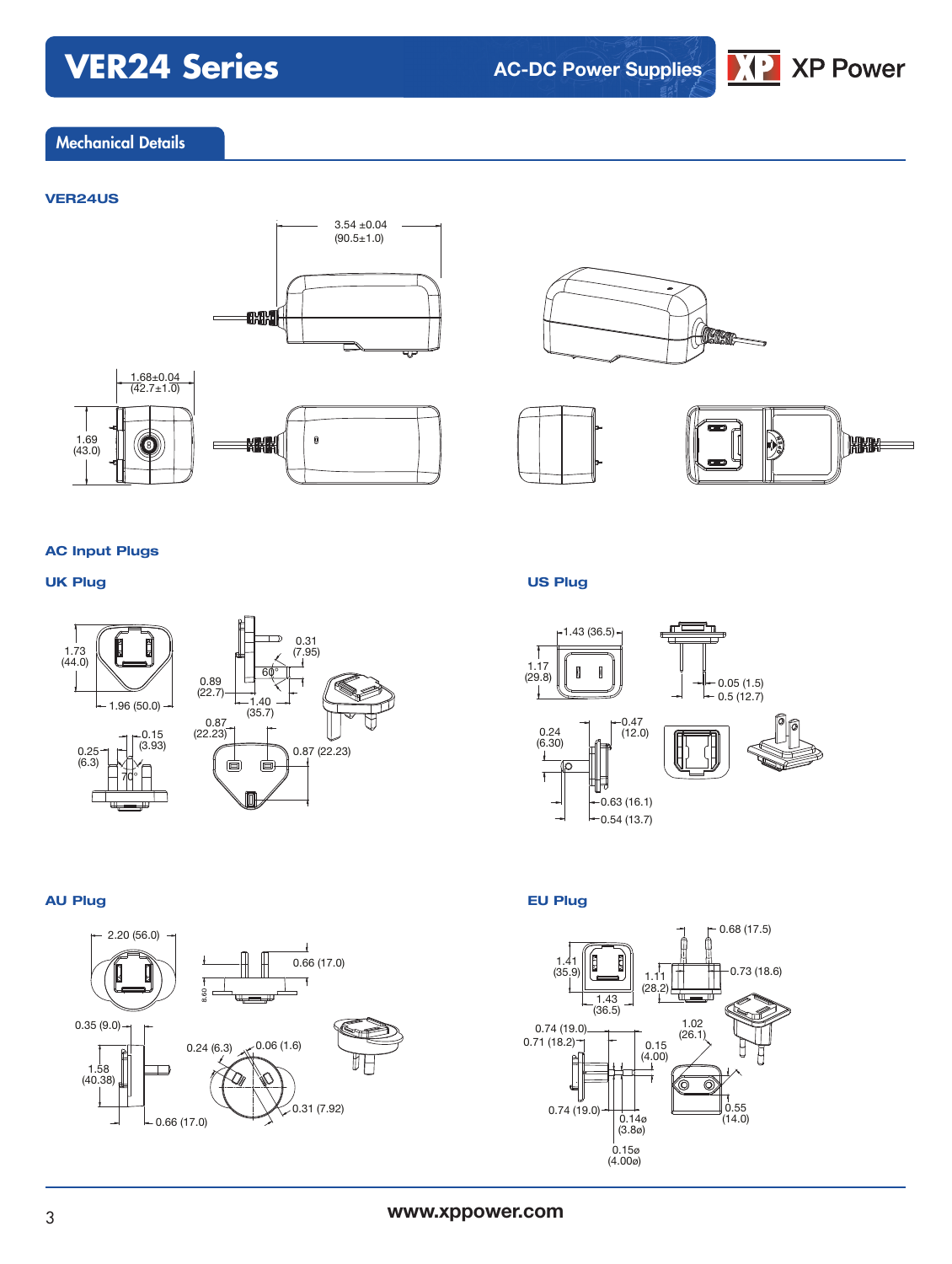## Mechanical Details

### VER24US

3.54 ±0.04
(90.5±1.0)

1.68±0.04
(42.7±1.0)

1.69
(43.0)

### AC Input Plugs

#### UK Plug

1.73
(44.0)

1.96 (50.0)

0.89
(22.7)

0.31
(7.95)

60°

1.40
(35.7)

0.25
(6.3)

0.15
(3.93)

70°

0.87
(22.23)

0.87 (22.23)

#### US Plug

1.43 (36.5)

1.17
(29.8)

0.05 (1.5)

0.5 (12.7)

0.24
(6.30)

0.47
(12.0)

0.63 (16.1)

0.54 (13.7)

#### AU Plug

2.20 (56.0)

0.66 (17.0)

8.60

0.35 (9.0)

1.58
(40.38)

0.66 (17.0)

0.24 (6.3)

0.06 (1.6)

0.31 (7.92)

#### EU Plug

0.68 (17.5)

1.41
(35.9)

1.43
(36.5)

1.11
(28.2)

0.73 (18.6)

0.74 (19.0)

0.71 (18.2)

0.15
(4.00)

1.02
(26.1)

0.74 (19.0)

0.14ø
(3.8ø)

0.15ø
(4.00ø)

0.55
(14.0)

www.xppower.com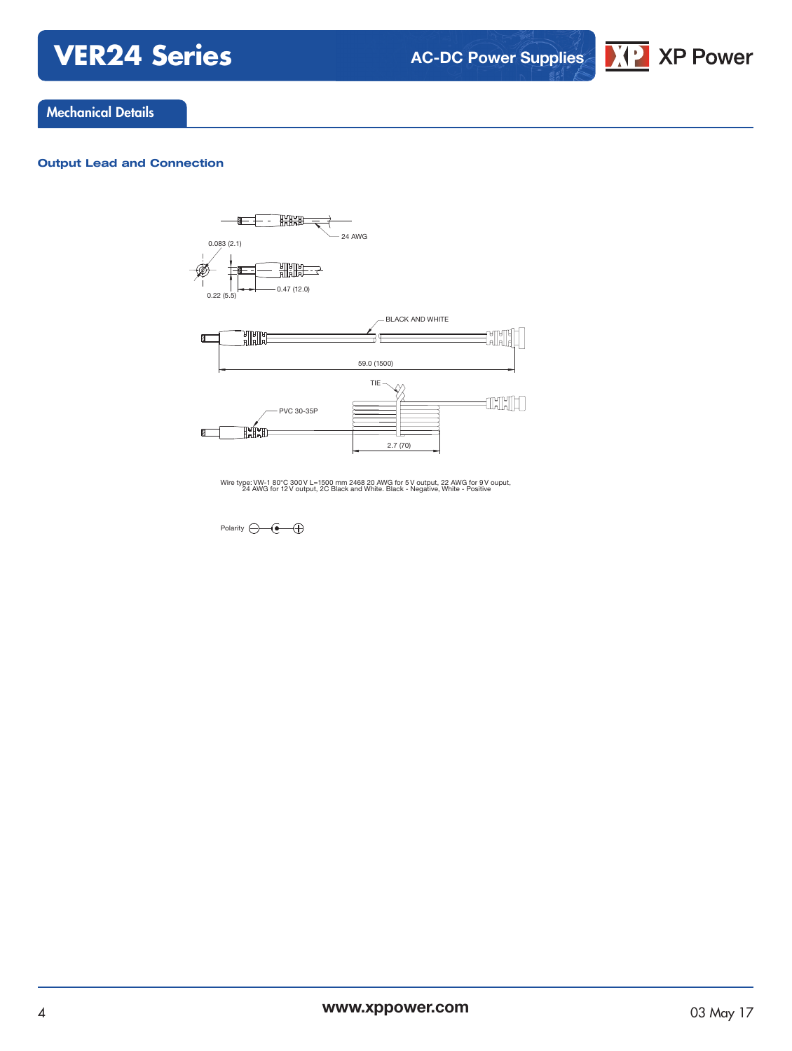## Mechanical Details

### Output Lead and Connection

24 AWG

0.083 (2.1)

0.22 (5.5)

0.47 (12.0)

BLACK AND WHITE

59.0 (1500)

TIE

PVC 30-35P

2.7 (70)

Wire type: VW-1 80°C 300V L=1500 mm 2468 20 AWG for 5V output, 22 AWG for 9V ouput, 24 AWG for 12V output, 2C Black and White. Black - Negative, White - Positive

Polarity